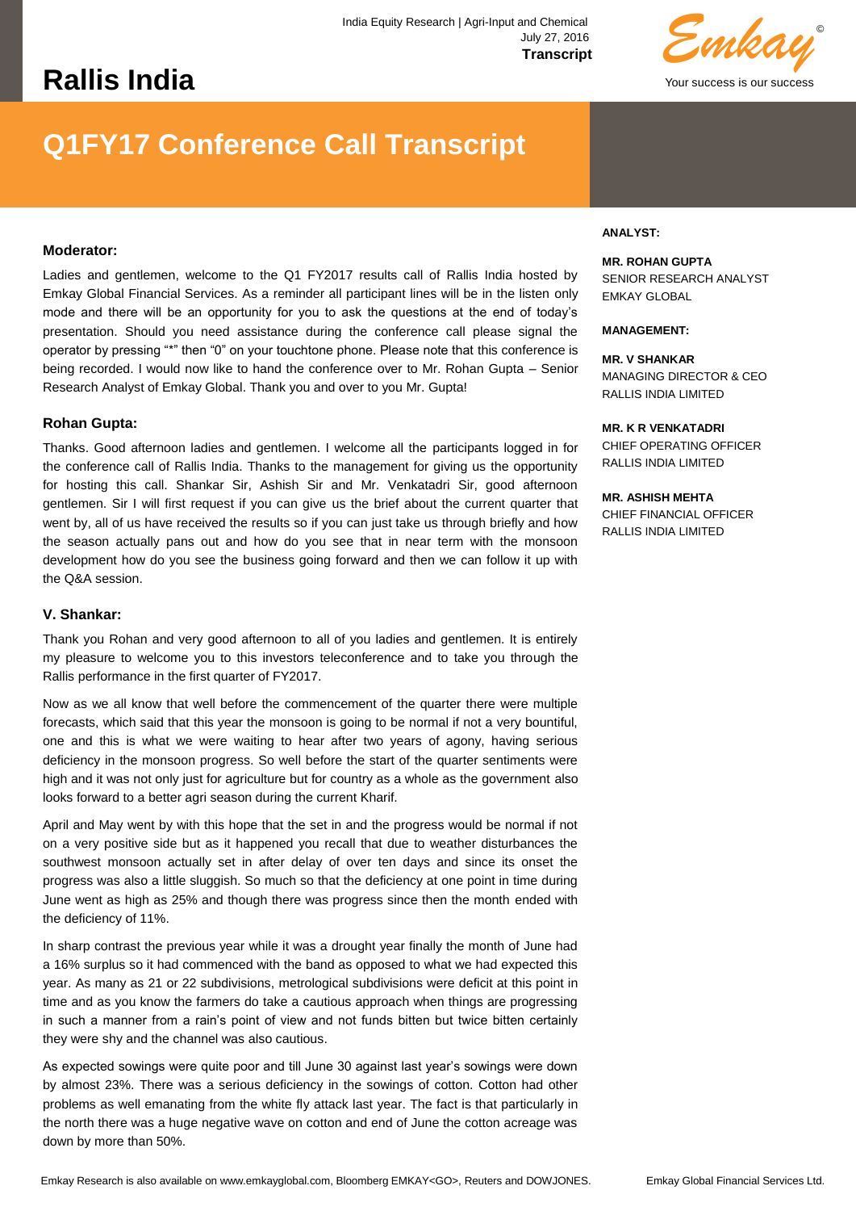India Equity Research | Agri-Input and Chemical
July 27, 2016
**Transcript**

# Rallis India

## Q1FY17 Conference Call Transcript

**ANALYST:**

**MR. ROHAN GUPTA**
SENIOR RESEARCH ANALYST
EMKAY GLOBAL

**MANAGEMENT:**

**MR. V SHANKAR**
MANAGING DIRECTOR & CEO
RALLIS INDIA LIMITED

**MR. K R VENKATADRI**
CHIEF OPERATING OFFICER
RALLIS INDIA LIMITED

**MR. ASHISH MEHTA**
CHIEF FINANCIAL OFFICER
RALLIS INDIA LIMITED

### Moderator:

Ladies and gentlemen, welcome to the Q1 FY2017 results call of Rallis India hosted by Emkay Global Financial Services. As a reminder all participant lines will be in the listen only mode and there will be an opportunity for you to ask the questions at the end of today's presentation. Should you need assistance during the conference call please signal the operator by pressing "*" then "0" on your touchtone phone. Please note that this conference is being recorded. I would now like to hand the conference over to Mr. Rohan Gupta – Senior Research Analyst of Emkay Global. Thank you and over to you Mr. Gupta!

### Rohan Gupta:

Thanks. Good afternoon ladies and gentlemen. I welcome all the participants logged in for the conference call of Rallis India. Thanks to the management for giving us the opportunity for hosting this call. Shankar Sir, Ashish Sir and Mr. Venkatadri Sir, good afternoon gentlemen. Sir I will first request if you can give us the brief about the current quarter that went by, all of us have received the results so if you can just take us through briefly and how the season actually pans out and how do you see that in near term with the monsoon development how do you see the business going forward and then we can follow it up with the Q&A session.

### V. Shankar:

Thank you Rohan and very good afternoon to all of you ladies and gentlemen. It is entirely my pleasure to welcome you to this investors teleconference and to take you through the Rallis performance in the first quarter of FY2017.

Now as we all know that well before the commencement of the quarter there were multiple forecasts, which said that this year the monsoon is going to be normal if not a very bountiful, one and this is what we were waiting to hear after two years of agony, having serious deficiency in the monsoon progress. So well before the start of the quarter sentiments were high and it was not only just for agriculture but for country as a whole as the government also looks forward to a better agri season during the current Kharif.

April and May went by with this hope that the set in and the progress would be normal if not on a very positive side but as it happened you recall that due to weather disturbances the southwest monsoon actually set in after delay of over ten days and since its onset the progress was also a little sluggish. So much so that the deficiency at one point in time during June went as high as 25% and though there was progress since then the month ended with the deficiency of 11%.

In sharp contrast the previous year while it was a drought year finally the month of June had a 16% surplus so it had commenced with the band as opposed to what we had expected this year. As many as 21 or 22 subdivisions, metrological subdivisions were deficit at this point in time and as you know the farmers do take a cautious approach when things are progressing in such a manner from a rain's point of view and not funds bitten but twice bitten certainly they were shy and the channel was also cautious.

As expected sowings were quite poor and till June 30 against last year's sowings were down by almost 23%. There was a serious deficiency in the sowings of cotton. Cotton had other problems as well emanating from the white fly attack last year. The fact is that particularly in the north there was a huge negative wave on cotton and end of June the cotton acreage was down by more than 50%.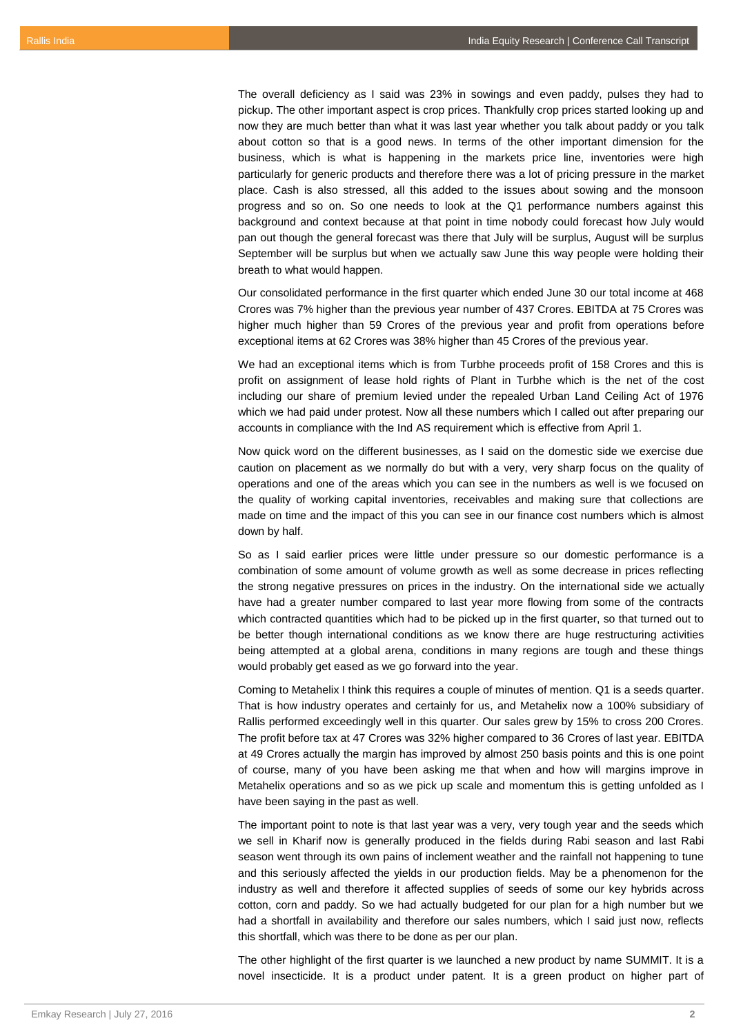The overall deficiency as I said was 23% in sowings and even paddy, pulses they had to pickup. The other important aspect is crop prices. Thankfully crop prices started looking up and now they are much better than what it was last year whether you talk about paddy or you talk about cotton so that is a good news. In terms of the other important dimension for the business, which is what is happening in the markets price line, inventories were high particularly for generic products and therefore there was a lot of pricing pressure in the market place. Cash is also stressed, all this added to the issues about sowing and the monsoon progress and so on. So one needs to look at the Q1 performance numbers against this background and context because at that point in time nobody could forecast how July would pan out though the general forecast was there that July will be surplus, August will be surplus September will be surplus but when we actually saw June this way people were holding their breath to what would happen.

Our consolidated performance in the first quarter which ended June 30 our total income at 468 Crores was 7% higher than the previous year number of 437 Crores. EBITDA at 75 Crores was higher much higher than 59 Crores of the previous year and profit from operations before exceptional items at 62 Crores was 38% higher than 45 Crores of the previous year.

We had an exceptional items which is from Turbhe proceeds profit of 158 Crores and this is profit on assignment of lease hold rights of Plant in Turbhe which is the net of the cost including our share of premium levied under the repealed Urban Land Ceiling Act of 1976 which we had paid under protest. Now all these numbers which I called out after preparing our accounts in compliance with the Ind AS requirement which is effective from April 1.

Now quick word on the different businesses, as I said on the domestic side we exercise due caution on placement as we normally do but with a very, very sharp focus on the quality of operations and one of the areas which you can see in the numbers as well is we focused on the quality of working capital inventories, receivables and making sure that collections are made on time and the impact of this you can see in our finance cost numbers which is almost down by half.

So as I said earlier prices were little under pressure so our domestic performance is a combination of some amount of volume growth as well as some decrease in prices reflecting the strong negative pressures on prices in the industry. On the international side we actually have had a greater number compared to last year more flowing from some of the contracts which contracted quantities which had to be picked up in the first quarter, so that turned out to be better though international conditions as we know there are huge restructuring activities being attempted at a global arena, conditions in many regions are tough and these things would probably get eased as we go forward into the year.

Coming to Metahelix I think this requires a couple of minutes of mention. Q1 is a seeds quarter. That is how industry operates and certainly for us, and Metahelix now a 100% subsidiary of Rallis performed exceedingly well in this quarter. Our sales grew by 15% to cross 200 Crores. The profit before tax at 47 Crores was 32% higher compared to 36 Crores of last year. EBITDA at 49 Crores actually the margin has improved by almost 250 basis points and this is one point of course, many of you have been asking me that when and how will margins improve in Metahelix operations and so as we pick up scale and momentum this is getting unfolded as I have been saying in the past as well.

The important point to note is that last year was a very, very tough year and the seeds which we sell in Kharif now is generally produced in the fields during Rabi season and last Rabi season went through its own pains of inclement weather and the rainfall not happening to tune and this seriously affected the yields in our production fields. May be a phenomenon for the industry as well and therefore it affected supplies of seeds of some our key hybrids across cotton, corn and paddy. So we had actually budgeted for our plan for a high number but we had a shortfall in availability and therefore our sales numbers, which I said just now, reflects this shortfall, which was there to be done as per our plan.

The other highlight of the first quarter is we launched a new product by name SUMMIT. It is a novel insecticide. It is a product under patent. It is a green product on higher part of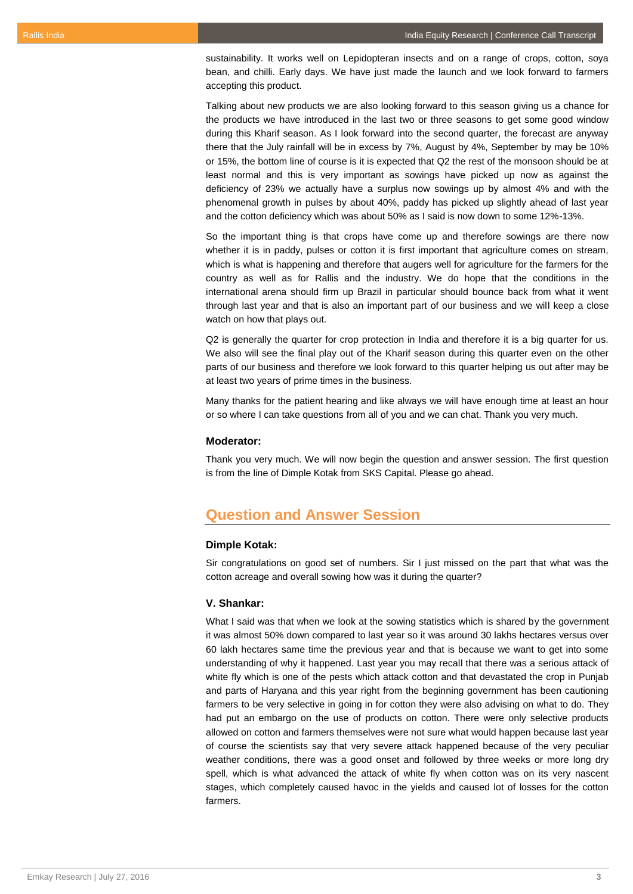sustainability. It works well on Lepidopteran insects and on a range of crops, cotton, soya bean, and chilli. Early days. We have just made the launch and we look forward to farmers accepting this product.

Talking about new products we are also looking forward to this season giving us a chance for the products we have introduced in the last two or three seasons to get some good window during this Kharif season. As I look forward into the second quarter, the forecast are anyway there that the July rainfall will be in excess by 7%, August by 4%, September by may be 10% or 15%, the bottom line of course is it is expected that Q2 the rest of the monsoon should be at least normal and this is very important as sowings have picked up now as against the deficiency of 23% we actually have a surplus now sowings up by almost 4% and with the phenomenal growth in pulses by about 40%, paddy has picked up slightly ahead of last year and the cotton deficiency which was about 50% as I said is now down to some 12%-13%.

So the important thing is that crops have come up and therefore sowings are there now whether it is in paddy, pulses or cotton it is first important that agriculture comes on stream, which is what is happening and therefore that augers well for agriculture for the farmers for the country as well as for Rallis and the industry. We do hope that the conditions in the international arena should firm up Brazil in particular should bounce back from what it went through last year and that is also an important part of our business and we will keep a close watch on how that plays out.

Q2 is generally the quarter for crop protection in India and therefore it is a big quarter for us. We also will see the final play out of the Kharif season during this quarter even on the other parts of our business and therefore we look forward to this quarter helping us out after may be at least two years of prime times in the business.

Many thanks for the patient hearing and like always we will have enough time at least an hour or so where I can take questions from all of you and we can chat. Thank you very much.

**Moderator:**

Thank you very much. We will now begin the question and answer session. The first question is from the line of Dimple Kotak from SKS Capital. Please go ahead.

## Question and Answer Session

**Dimple Kotak:**

Sir congratulations on good set of numbers. Sir I just missed on the part that what was the cotton acreage and overall sowing how was it during the quarter?

**V. Shankar:**

What I said was that when we look at the sowing statistics which is shared by the government it was almost 50% down compared to last year so it was around 30 lakhs hectares versus over 60 lakh hectares same time the previous year and that is because we want to get into some understanding of why it happened. Last year you may recall that there was a serious attack of white fly which is one of the pests which attack cotton and that devastated the crop in Punjab and parts of Haryana and this year right from the beginning government has been cautioning farmers to be very selective in going in for cotton they were also advising on what to do. They had put an embargo on the use of products on cotton. There were only selective products allowed on cotton and farmers themselves were not sure what would happen because last year of course the scientists say that very severe attack happened because of the very peculiar weather conditions, there was a good onset and followed by three weeks or more long dry spell, which is what advanced the attack of white fly when cotton was on its very nascent stages, which completely caused havoc in the yields and caused lot of losses for the cotton farmers.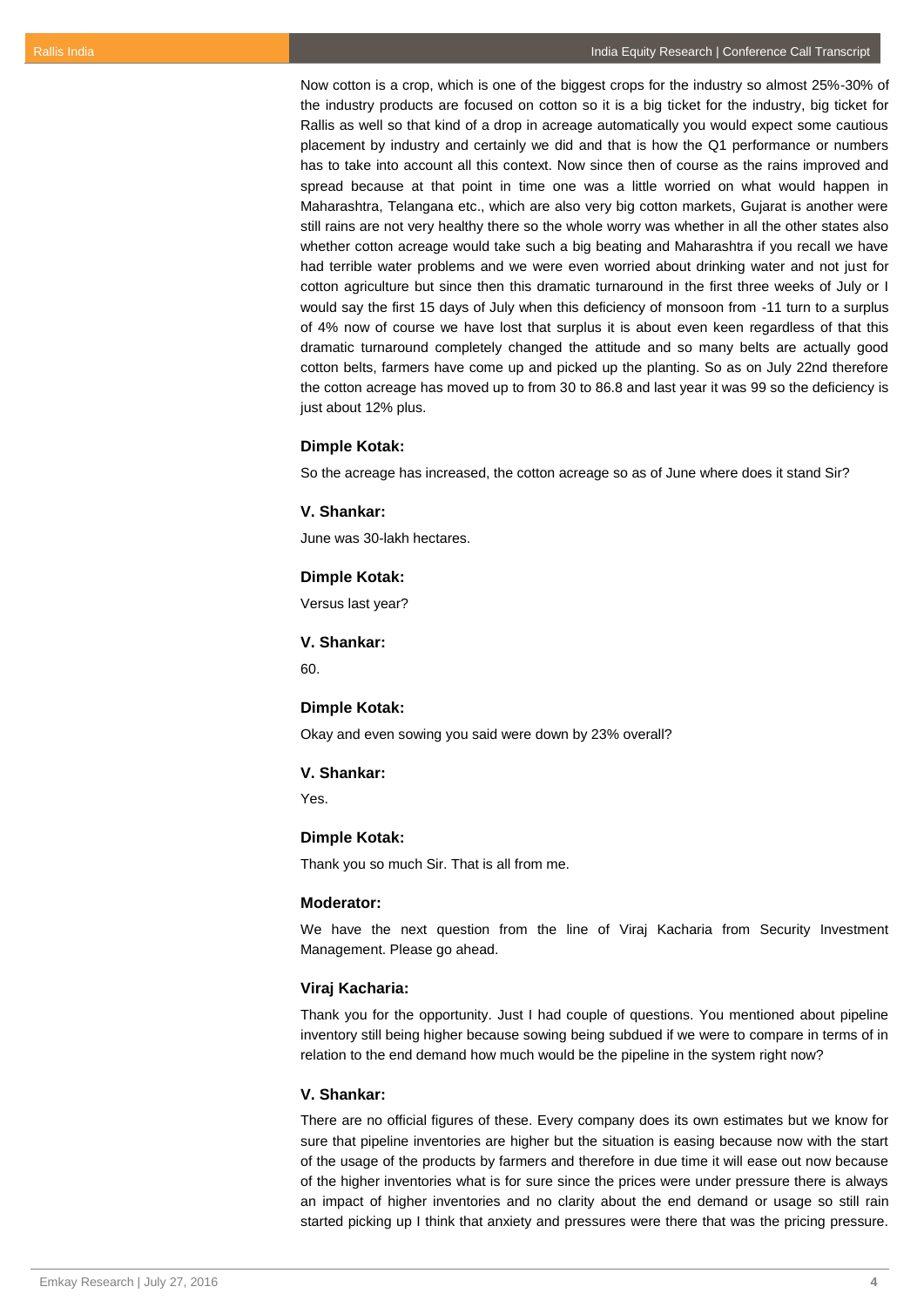Now cotton is a crop, which is one of the biggest crops for the industry so almost 25%-30% of the industry products are focused on cotton so it is a big ticket for the industry, big ticket for Rallis as well so that kind of a drop in acreage automatically you would expect some cautious placement by industry and certainly we did and that is how the Q1 performance or numbers has to take into account all this context. Now since then of course as the rains improved and spread because at that point in time one was a little worried on what would happen in Maharashtra, Telangana etc., which are also very big cotton markets, Gujarat is another were still rains are not very healthy there so the whole worry was whether in all the other states also whether cotton acreage would take such a big beating and Maharashtra if you recall we have had terrible water problems and we were even worried about drinking water and not just for cotton agriculture but since then this dramatic turnaround in the first three weeks of July or I would say the first 15 days of July when this deficiency of monsoon from -11 turn to a surplus of 4% now of course we have lost that surplus it is about even keen regardless of that this dramatic turnaround completely changed the attitude and so many belts are actually good cotton belts, farmers have come up and picked up the planting. So as on July 22nd therefore the cotton acreage has moved up to from 30 to 86.8 and last year it was 99 so the deficiency is just about 12% plus.

**Dimple Kotak:**

So the acreage has increased, the cotton acreage so as of June where does it stand Sir?

**V. Shankar:**

June was 30-lakh hectares.

**Dimple Kotak:**

Versus last year?

**V. Shankar:**

60.

**Dimple Kotak:**

Okay and even sowing you said were down by 23% overall?

**V. Shankar:**

Yes.

**Dimple Kotak:**

Thank you so much Sir. That is all from me.

**Moderator:**

We have the next question from the line of Viraj Kacharia from Security Investment Management. Please go ahead.

**Viraj Kacharia:**

Thank you for the opportunity. Just I had couple of questions. You mentioned about pipeline inventory still being higher because sowing being subdued if we were to compare in terms of in relation to the end demand how much would be the pipeline in the system right now?

**V. Shankar:**

There are no official figures of these. Every company does its own estimates but we know for sure that pipeline inventories are higher but the situation is easing because now with the start of the usage of the products by farmers and therefore in due time it will ease out now because of the higher inventories what is for sure since the prices were under pressure there is always an impact of higher inventories and no clarity about the end demand or usage so still rain started picking up I think that anxiety and pressures were there that was the pricing pressure.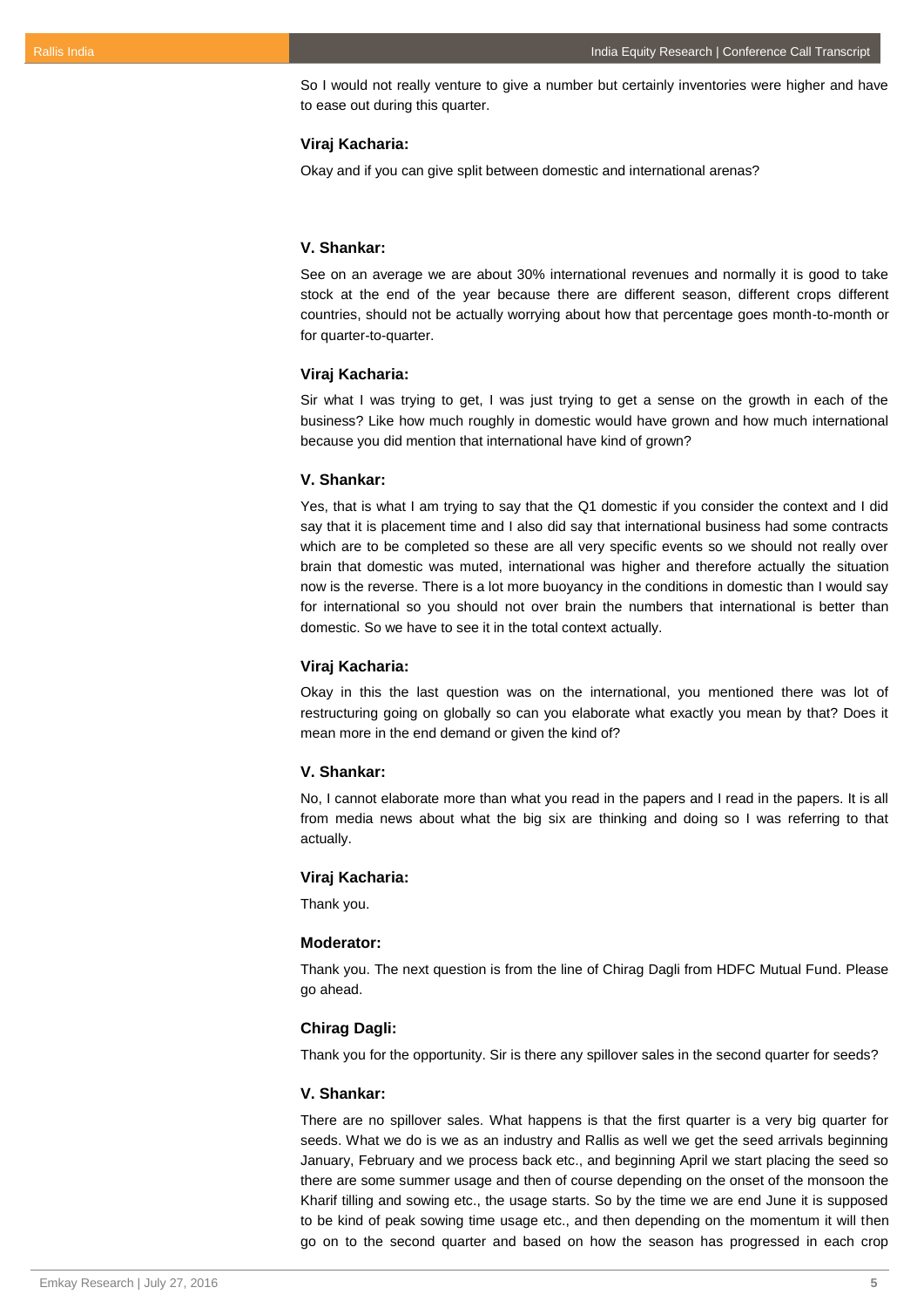So I would not really venture to give a number but certainly inventories were higher and have to ease out during this quarter.

**Viraj Kacharia:**

Okay and if you can give split between domestic and international arenas?

**V. Shankar:**

See on an average we are about 30% international revenues and normally it is good to take stock at the end of the year because there are different season, different crops different countries, should not be actually worrying about how that percentage goes month-to-month or for quarter-to-quarter.

**Viraj Kacharia:**

Sir what I was trying to get, I was just trying to get a sense on the growth in each of the business? Like how much roughly in domestic would have grown and how much international because you did mention that international have kind of grown?

**V. Shankar:**

Yes, that is what I am trying to say that the Q1 domestic if you consider the context and I did say that it is placement time and I also did say that international business had some contracts which are to be completed so these are all very specific events so we should not really over brain that domestic was muted, international was higher and therefore actually the situation now is the reverse. There is a lot more buoyancy in the conditions in domestic than I would say for international so you should not over brain the numbers that international is better than domestic. So we have to see it in the total context actually.

**Viraj Kacharia:**

Okay in this the last question was on the international, you mentioned there was lot of restructuring going on globally so can you elaborate what exactly you mean by that? Does it mean more in the end demand or given the kind of?

**V. Shankar:**

No, I cannot elaborate more than what you read in the papers and I read in the papers. It is all from media news about what the big six are thinking and doing so I was referring to that actually.

**Viraj Kacharia:**

Thank you.

**Moderator:**

Thank you. The next question is from the line of Chirag Dagli from HDFC Mutual Fund. Please go ahead.

**Chirag Dagli:**

Thank you for the opportunity. Sir is there any spillover sales in the second quarter for seeds?

**V. Shankar:**

There are no spillover sales. What happens is that the first quarter is a very big quarter for seeds. What we do is we as an industry and Rallis as well we get the seed arrivals beginning January, February and we process back etc., and beginning April we start placing the seed so there are some summer usage and then of course depending on the onset of the monsoon the Kharif tilling and sowing etc., the usage starts. So by the time we are end June it is supposed to be kind of peak sowing time usage etc., and then depending on the momentum it will then go on to the second quarter and based on how the season has progressed in each crop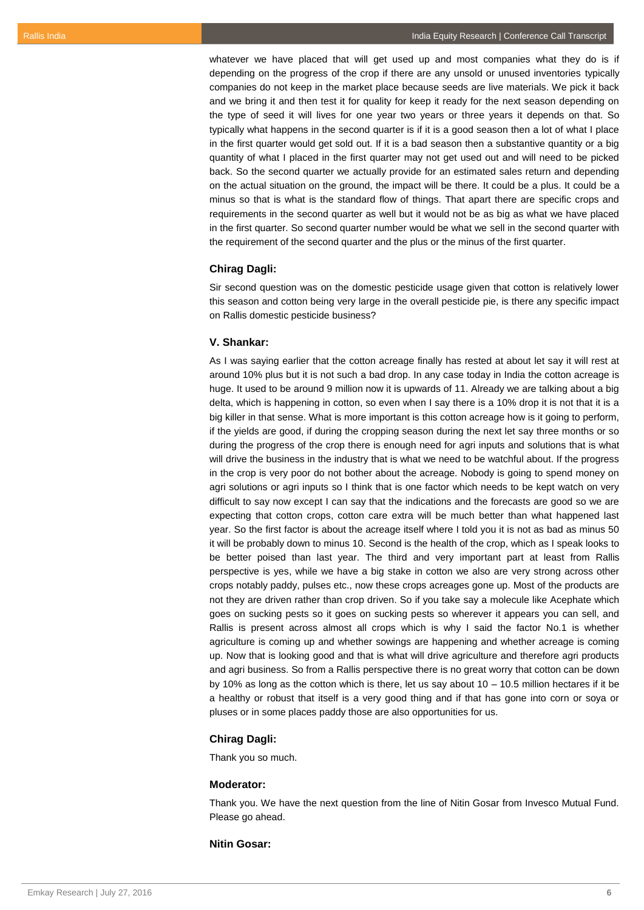whatever we have placed that will get used up and most companies what they do is if depending on the progress of the crop if there are any unsold or unused inventories typically companies do not keep in the market place because seeds are live materials. We pick it back and we bring it and then test it for quality for keep it ready for the next season depending on the type of seed it will lives for one year two years or three years it depends on that. So typically what happens in the second quarter is if it is a good season then a lot of what I place in the first quarter would get sold out. If it is a bad season then a substantive quantity or a big quantity of what I placed in the first quarter may not get used out and will need to be picked back. So the second quarter we actually provide for an estimated sales return and depending on the actual situation on the ground, the impact will be there. It could be a plus. It could be a minus so that is what is the standard flow of things. That apart there are specific crops and requirements in the second quarter as well but it would not be as big as what we have placed in the first quarter. So second quarter number would be what we sell in the second quarter with the requirement of the second quarter and the plus or the minus of the first quarter.

**Chirag Dagli:**

Sir second question was on the domestic pesticide usage given that cotton is relatively lower this season and cotton being very large in the overall pesticide pie, is there any specific impact on Rallis domestic pesticide business?

**V. Shankar:**

As I was saying earlier that the cotton acreage finally has rested at about let say it will rest at around 10% plus but it is not such a bad drop. In any case today in India the cotton acreage is huge. It used to be around 9 million now it is upwards of 11. Already we are talking about a big delta, which is happening in cotton, so even when I say there is a 10% drop it is not that it is a big killer in that sense. What is more important is this cotton acreage how is it going to perform, if the yields are good, if during the cropping season during the next let say three months or so during the progress of the crop there is enough need for agri inputs and solutions that is what will drive the business in the industry that is what we need to be watchful about. If the progress in the crop is very poor do not bother about the acreage. Nobody is going to spend money on agri solutions or agri inputs so I think that is one factor which needs to be kept watch on very difficult to say now except I can say that the indications and the forecasts are good so we are expecting that cotton crops, cotton care extra will be much better than what happened last year. So the first factor is about the acreage itself where I told you it is not as bad as minus 50 it will be probably down to minus 10. Second is the health of the crop, which as I speak looks to be better poised than last year. The third and very important part at least from Rallis perspective is yes, while we have a big stake in cotton we also are very strong across other crops notably paddy, pulses etc., now these crops acreages gone up. Most of the products are not they are driven rather than crop driven. So if you take say a molecule like Acephate which goes on sucking pests so it goes on sucking pests so wherever it appears you can sell, and Rallis is present across almost all crops which is why I said the factor No.1 is whether agriculture is coming up and whether sowings are happening and whether acreage is coming up. Now that is looking good and that is what will drive agriculture and therefore agri products and agri business. So from a Rallis perspective there is no great worry that cotton can be down by 10% as long as the cotton which is there, let us say about 10 – 10.5 million hectares if it be a healthy or robust that itself is a very good thing and if that has gone into corn or soya or pluses or in some places paddy those are also opportunities for us.

**Chirag Dagli:**

Thank you so much.

**Moderator:**

Thank you. We have the next question from the line of Nitin Gosar from Invesco Mutual Fund. Please go ahead.

**Nitin Gosar:**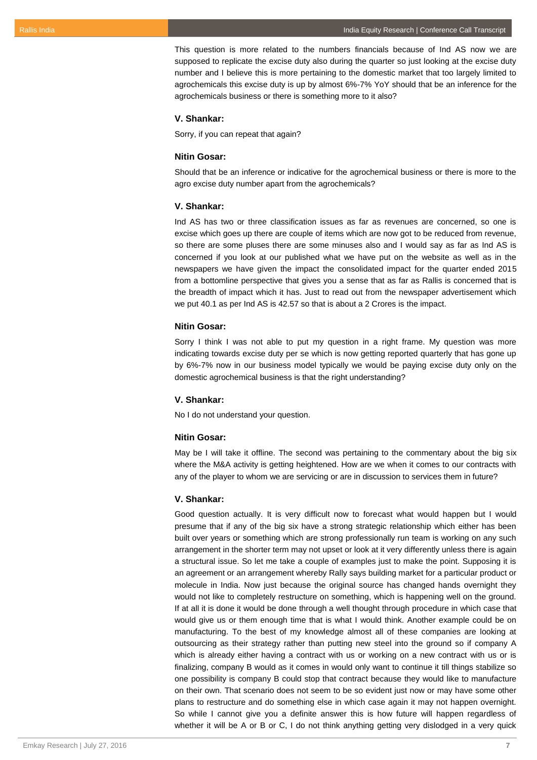This question is more related to the numbers financials because of Ind AS now we are supposed to replicate the excise duty also during the quarter so just looking at the excise duty number and I believe this is more pertaining to the domestic market that too largely limited to agrochemicals this excise duty is up by almost 6%-7% YoY should that be an inference for the agrochemicals business or there is something more to it also?

**V. Shankar:**

Sorry, if you can repeat that again?

**Nitin Gosar:**

Should that be an inference or indicative for the agrochemical business or there is more to the agro excise duty number apart from the agrochemicals?

**V. Shankar:**

Ind AS has two or three classification issues as far as revenues are concerned, so one is excise which goes up there are couple of items which are now got to be reduced from revenue, so there are some pluses there are some minuses also and I would say as far as Ind AS is concerned if you look at our published what we have put on the website as well as in the newspapers we have given the impact the consolidated impact for the quarter ended 2015 from a bottomline perspective that gives you a sense that as far as Rallis is concerned that is the breadth of impact which it has. Just to read out from the newspaper advertisement which we put 40.1 as per Ind AS is 42.57 so that is about a 2 Crores is the impact.

**Nitin Gosar:**

Sorry I think I was not able to put my question in a right frame. My question was more indicating towards excise duty per se which is now getting reported quarterly that has gone up by 6%-7% now in our business model typically we would be paying excise duty only on the domestic agrochemical business is that the right understanding?

**V. Shankar:**

No I do not understand your question.

**Nitin Gosar:**

May be I will take it offline. The second was pertaining to the commentary about the big six where the M&A activity is getting heightened. How are we when it comes to our contracts with any of the player to whom we are servicing or are in discussion to services them in future?

**V. Shankar:**

Good question actually. It is very difficult now to forecast what would happen but I would presume that if any of the big six have a strong strategic relationship which either has been built over years or something which are strong professionally run team is working on any such arrangement in the shorter term may not upset or look at it very differently unless there is again a structural issue. So let me take a couple of examples just to make the point. Supposing it is an agreement or an arrangement whereby Rally says building market for a particular product or molecule in India. Now just because the original source has changed hands overnight they would not like to completely restructure on something, which is happening well on the ground. If at all it is done it would be done through a well thought through procedure in which case that would give us or them enough time that is what I would think. Another example could be on manufacturing. To the best of my knowledge almost all of these companies are looking at outsourcing as their strategy rather than putting new steel into the ground so if company A which is already either having a contract with us or working on a new contract with us or is finalizing, company B would as it comes in would only want to continue it till things stabilize so one possibility is company B could stop that contract because they would like to manufacture on their own. That scenario does not seem to be so evident just now or may have some other plans to restructure and do something else in which case again it may not happen overnight. So while I cannot give you a definite answer this is how future will happen regardless of whether it will be A or B or C, I do not think anything getting very dislodged in a very quick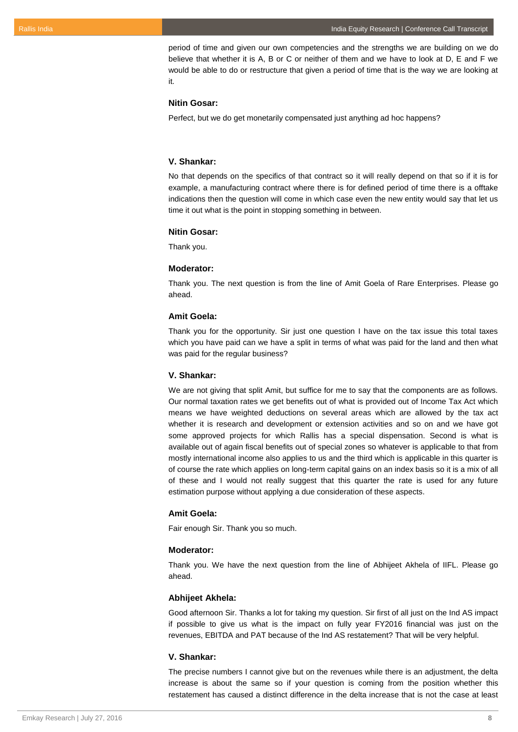period of time and given our own competencies and the strengths we are building on we do believe that whether it is A, B or C or neither of them and we have to look at D, E and F we would be able to do or restructure that given a period of time that is the way we are looking at it.

**Nitin Gosar:**

Perfect, but we do get monetarily compensated just anything ad hoc happens?

**V. Shankar:**

No that depends on the specifics of that contract so it will really depend on that so if it is for example, a manufacturing contract where there is for defined period of time there is a offtake indications then the question will come in which case even the new entity would say that let us time it out what is the point in stopping something in between.

**Nitin Gosar:**

Thank you.

**Moderator:**

Thank you. The next question is from the line of Amit Goela of Rare Enterprises. Please go ahead.

**Amit Goela:**

Thank you for the opportunity. Sir just one question I have on the tax issue this total taxes which you have paid can we have a split in terms of what was paid for the land and then what was paid for the regular business?

**V. Shankar:**

We are not giving that split Amit, but suffice for me to say that the components are as follows. Our normal taxation rates we get benefits out of what is provided out of Income Tax Act which means we have weighted deductions on several areas which are allowed by the tax act whether it is research and development or extension activities and so on and we have got some approved projects for which Rallis has a special dispensation. Second is what is available out of again fiscal benefits out of special zones so whatever is applicable to that from mostly international income also applies to us and the third which is applicable in this quarter is of course the rate which applies on long-term capital gains on an index basis so it is a mix of all of these and I would not really suggest that this quarter the rate is used for any future estimation purpose without applying a due consideration of these aspects.

**Amit Goela:**

Fair enough Sir. Thank you so much.

**Moderator:**

Thank you. We have the next question from the line of Abhijeet Akhela of IIFL. Please go ahead.

**Abhijeet Akhela:**

Good afternoon Sir. Thanks a lot for taking my question. Sir first of all just on the Ind AS impact if possible to give us what is the impact on fully year FY2016 financial was just on the revenues, EBITDA and PAT because of the Ind AS restatement? That will be very helpful.

**V. Shankar:**

The precise numbers I cannot give but on the revenues while there is an adjustment, the delta increase is about the same so if your question is coming from the position whether this restatement has caused a distinct difference in the delta increase that is not the case at least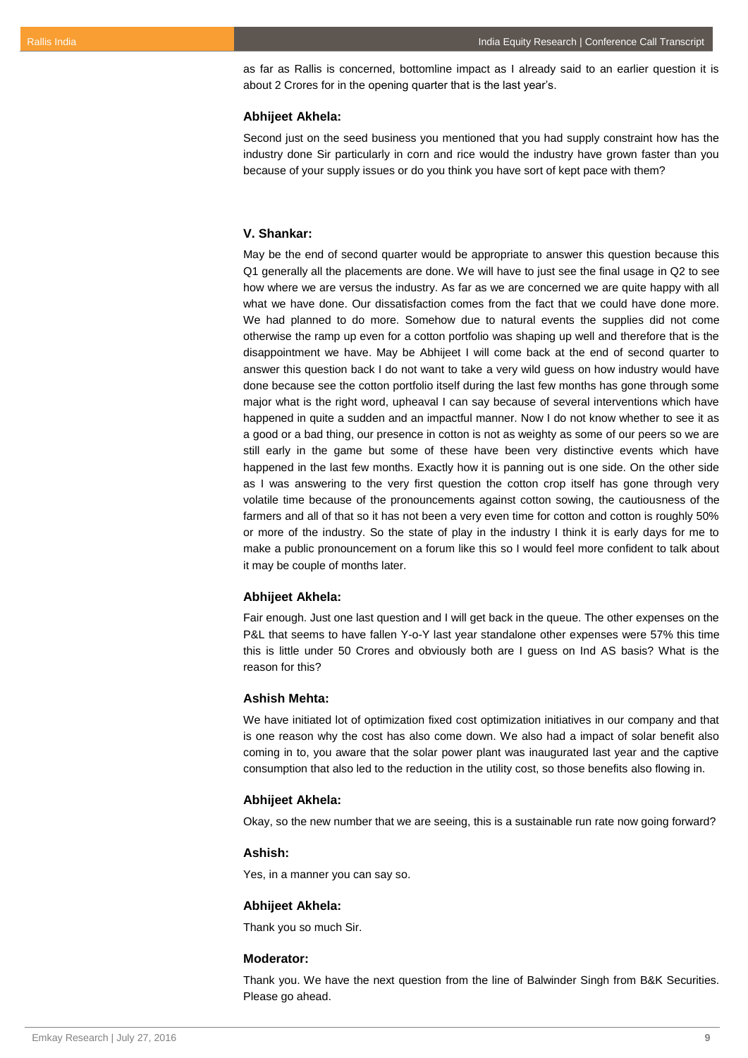as far as Rallis is concerned, bottomline impact as I already said to an earlier question it is about 2 Crores for in the opening quarter that is the last year's.

**Abhijeet Akhela:**

Second just on the seed business you mentioned that you had supply constraint how has the industry done Sir particularly in corn and rice would the industry have grown faster than you because of your supply issues or do you think you have sort of kept pace with them?

**V. Shankar:**

May be the end of second quarter would be appropriate to answer this question because this Q1 generally all the placements are done. We will have to just see the final usage in Q2 to see how where we are versus the industry. As far as we are concerned we are quite happy with all what we have done. Our dissatisfaction comes from the fact that we could have done more. We had planned to do more. Somehow due to natural events the supplies did not come otherwise the ramp up even for a cotton portfolio was shaping up well and therefore that is the disappointment we have. May be Abhijeet I will come back at the end of second quarter to answer this question back I do not want to take a very wild guess on how industry would have done because see the cotton portfolio itself during the last few months has gone through some major what is the right word, upheaval I can say because of several interventions which have happened in quite a sudden and an impactful manner. Now I do not know whether to see it as a good or a bad thing, our presence in cotton is not as weighty as some of our peers so we are still early in the game but some of these have been very distinctive events which have happened in the last few months. Exactly how it is panning out is one side. On the other side as I was answering to the very first question the cotton crop itself has gone through very volatile time because of the pronouncements against cotton sowing, the cautiousness of the farmers and all of that so it has not been a very even time for cotton and cotton is roughly 50% or more of the industry. So the state of play in the industry I think it is early days for me to make a public pronouncement on a forum like this so I would feel more confident to talk about it may be couple of months later.

**Abhijeet Akhela:**

Fair enough. Just one last question and I will get back in the queue. The other expenses on the P&L that seems to have fallen Y-o-Y last year standalone other expenses were 57% this time this is little under 50 Crores and obviously both are I guess on Ind AS basis? What is the reason for this?

**Ashish Mehta:**

We have initiated lot of optimization fixed cost optimization initiatives in our company and that is one reason why the cost has also come down. We also had a impact of solar benefit also coming in to, you aware that the solar power plant was inaugurated last year and the captive consumption that also led to the reduction in the utility cost, so those benefits also flowing in.

**Abhijeet Akhela:**

Okay, so the new number that we are seeing, this is a sustainable run rate now going forward?

**Ashish:**

Yes, in a manner you can say so.

**Abhijeet Akhela:**

Thank you so much Sir.

**Moderator:**

Thank you. We have the next question from the line of Balwinder Singh from B&K Securities. Please go ahead.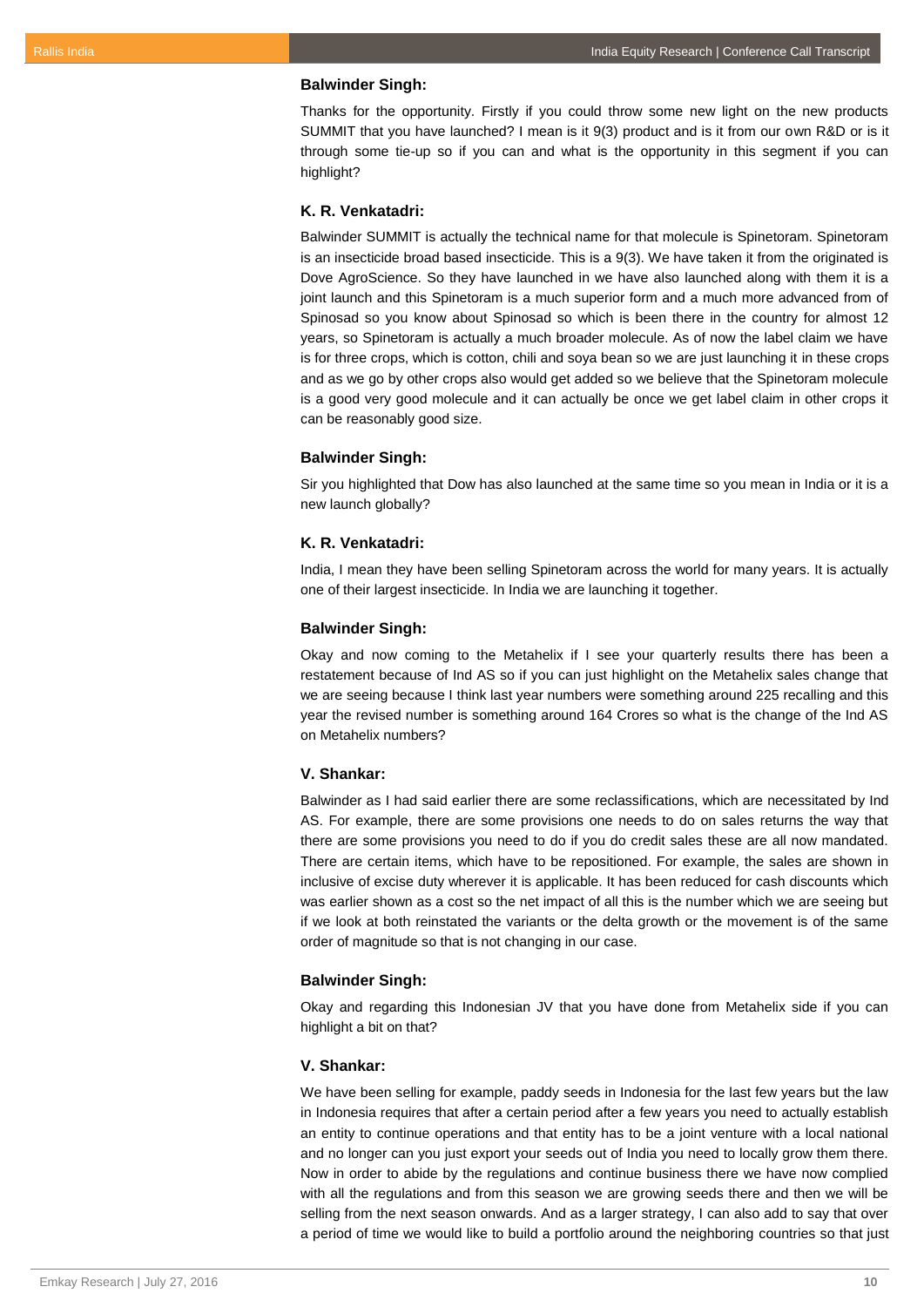**Balwinder Singh:**

Thanks for the opportunity. Firstly if you could throw some new light on the new products SUMMIT that you have launched? I mean is it 9(3) product and is it from our own R&D or is it through some tie-up so if you can and what is the opportunity in this segment if you can highlight?

**K. R. Venkatadri:**

Balwinder SUMMIT is actually the technical name for that molecule is Spinetoram. Spinetoram is an insecticide broad based insecticide. This is a 9(3). We have taken it from the originated is Dove AgroScience. So they have launched in we have also launched along with them it is a joint launch and this Spinetoram is a much superior form and a much more advanced from of Spinosad so you know about Spinosad so which is been there in the country for almost 12 years, so Spinetoram is actually a much broader molecule. As of now the label claim we have is for three crops, which is cotton, chili and soya bean so we are just launching it in these crops and as we go by other crops also would get added so we believe that the Spinetoram molecule is a good very good molecule and it can actually be once we get label claim in other crops it can be reasonably good size.

**Balwinder Singh:**

Sir you highlighted that Dow has also launched at the same time so you mean in India or it is a new launch globally?

**K. R. Venkatadri:**

India, I mean they have been selling Spinetoram across the world for many years. It is actually one of their largest insecticide. In India we are launching it together.

**Balwinder Singh:**

Okay and now coming to the Metahelix if I see your quarterly results there has been a restatement because of Ind AS so if you can just highlight on the Metahelix sales change that we are seeing because I think last year numbers were something around 225 recalling and this year the revised number is something around 164 Crores so what is the change of the Ind AS on Metahelix numbers?

**V. Shankar:**

Balwinder as I had said earlier there are some reclassifications, which are necessitated by Ind AS. For example, there are some provisions one needs to do on sales returns the way that there are some provisions you need to do if you do credit sales these are all now mandated. There are certain items, which have to be repositioned. For example, the sales are shown in inclusive of excise duty wherever it is applicable. It has been reduced for cash discounts which was earlier shown as a cost so the net impact of all this is the number which we are seeing but if we look at both reinstated the variants or the delta growth or the movement is of the same order of magnitude so that is not changing in our case.

**Balwinder Singh:**

Okay and regarding this Indonesian JV that you have done from Metahelix side if you can highlight a bit on that?

**V. Shankar:**

We have been selling for example, paddy seeds in Indonesia for the last few years but the law in Indonesia requires that after a certain period after a few years you need to actually establish an entity to continue operations and that entity has to be a joint venture with a local national and no longer can you just export your seeds out of India you need to locally grow them there. Now in order to abide by the regulations and continue business there we have now complied with all the regulations and from this season we are growing seeds there and then we will be selling from the next season onwards. And as a larger strategy, I can also add to say that over a period of time we would like to build a portfolio around the neighboring countries so that just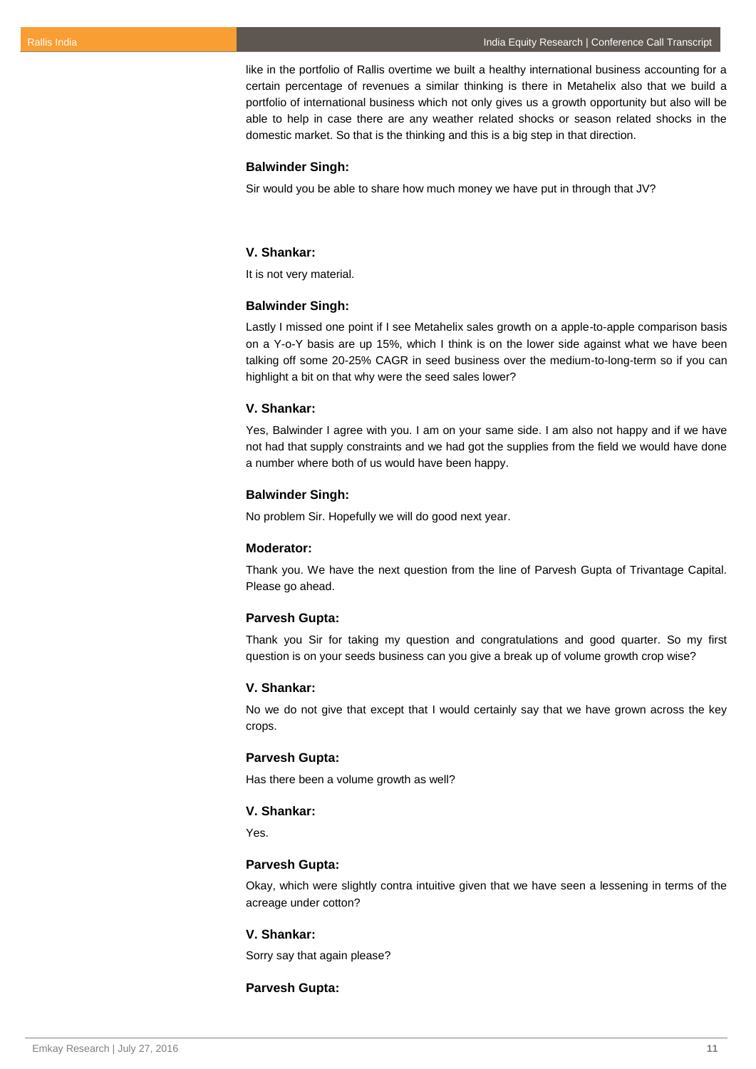like in the portfolio of Rallis overtime we built a healthy international business accounting for a certain percentage of revenues a similar thinking is there in Metahelix also that we build a portfolio of international business which not only gives us a growth opportunity but also will be able to help in case there are any weather related shocks or season related shocks in the domestic market. So that is the thinking and this is a big step in that direction.

**Balwinder Singh:**

Sir would you be able to share how much money we have put in through that JV?

**V. Shankar:**

It is not very material.

**Balwinder Singh:**

Lastly I missed one point if I see Metahelix sales growth on a apple-to-apple comparison basis on a Y-o-Y basis are up 15%, which I think is on the lower side against what we have been talking off some 20-25% CAGR in seed business over the medium-to-long-term so if you can highlight a bit on that why were the seed sales lower?

**V. Shankar:**

Yes, Balwinder I agree with you. I am on your same side. I am also not happy and if we have not had that supply constraints and we had got the supplies from the field we would have done a number where both of us would have been happy.

**Balwinder Singh:**

No problem Sir. Hopefully we will do good next year.

**Moderator:**

Thank you. We have the next question from the line of Parvesh Gupta of Trivantage Capital. Please go ahead.

**Parvesh Gupta:**

Thank you Sir for taking my question and congratulations and good quarter. So my first question is on your seeds business can you give a break up of volume growth crop wise?

**V. Shankar:**

No we do not give that except that I would certainly say that we have grown across the key crops.

**Parvesh Gupta:**

Has there been a volume growth as well?

**V. Shankar:**

Yes.

**Parvesh Gupta:**

Okay, which were slightly contra intuitive given that we have seen a lessening in terms of the acreage under cotton?

**V. Shankar:**

Sorry say that again please?

**Parvesh Gupta:**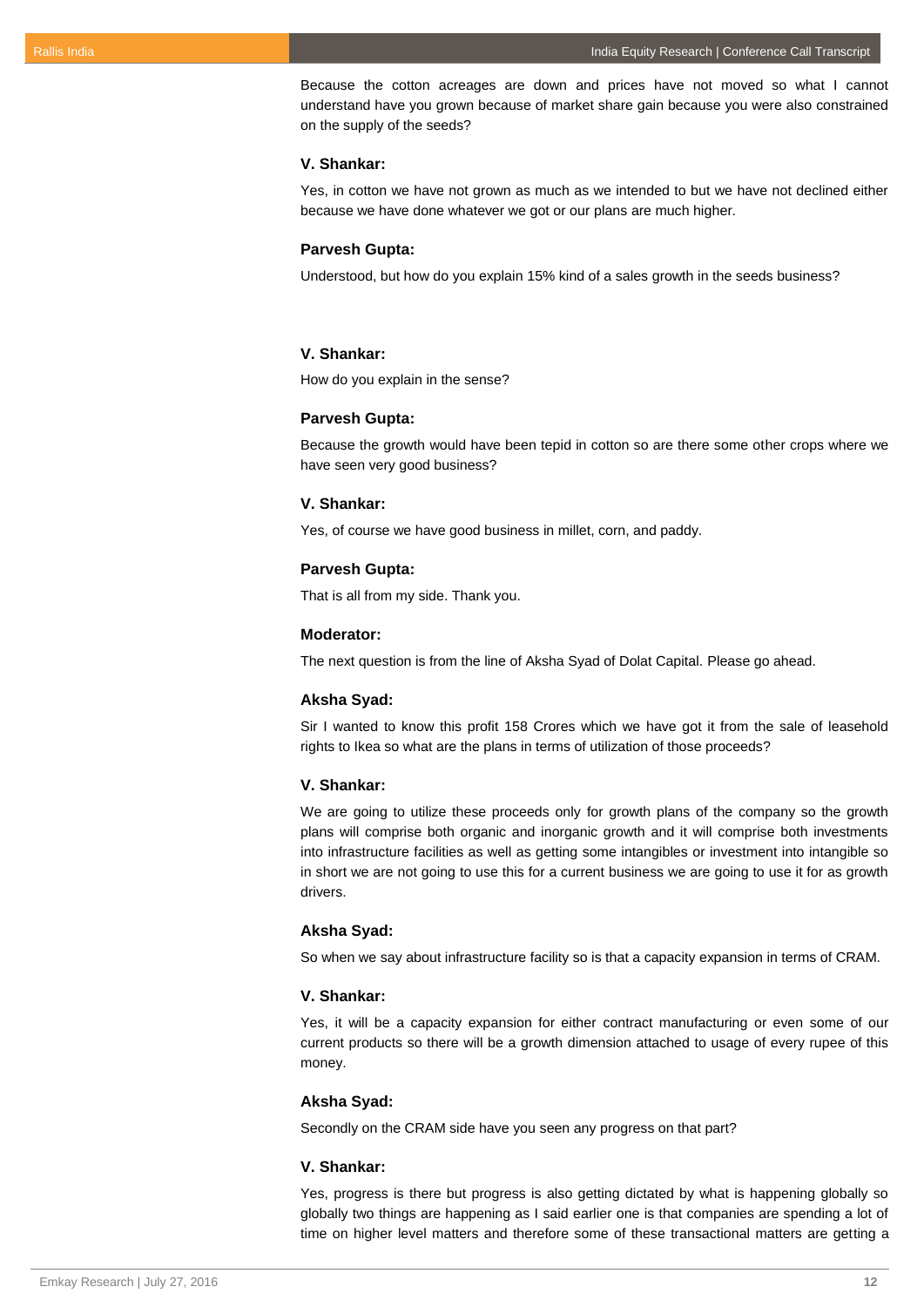Because the cotton acreages are down and prices have not moved so what I cannot understand have you grown because of market share gain because you were also constrained on the supply of the seeds?

**V. Shankar:**

Yes, in cotton we have not grown as much as we intended to but we have not declined either because we have done whatever we got or our plans are much higher.

**Parvesh Gupta:**

Understood, but how do you explain 15% kind of a sales growth in the seeds business?

**V. Shankar:**

How do you explain in the sense?

**Parvesh Gupta:**

Because the growth would have been tepid in cotton so are there some other crops where we have seen very good business?

**V. Shankar:**

Yes, of course we have good business in millet, corn, and paddy.

**Parvesh Gupta:**

That is all from my side. Thank you.

**Moderator:**

The next question is from the line of Aksha Syad of Dolat Capital. Please go ahead.

**Aksha Syad:**

Sir I wanted to know this profit 158 Crores which we have got it from the sale of leasehold rights to Ikea so what are the plans in terms of utilization of those proceeds?

**V. Shankar:**

We are going to utilize these proceeds only for growth plans of the company so the growth plans will comprise both organic and inorganic growth and it will comprise both investments into infrastructure facilities as well as getting some intangibles or investment into intangible so in short we are not going to use this for a current business we are going to use it for as growth drivers.

**Aksha Syad:**

So when we say about infrastructure facility so is that a capacity expansion in terms of CRAM.

**V. Shankar:**

Yes, it will be a capacity expansion for either contract manufacturing or even some of our current products so there will be a growth dimension attached to usage of every rupee of this money.

**Aksha Syad:**

Secondly on the CRAM side have you seen any progress on that part?

**V. Shankar:**

Yes, progress is there but progress is also getting dictated by what is happening globally so globally two things are happening as I said earlier one is that companies are spending a lot of time on higher level matters and therefore some of these transactional matters are getting a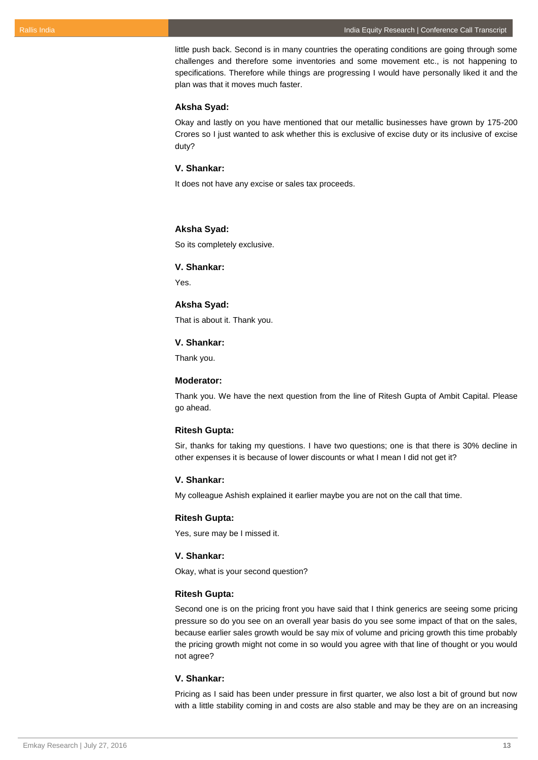little push back. Second is in many countries the operating conditions are going through some challenges and therefore some inventories and some movement etc., is not happening to specifications. Therefore while things are progressing I would have personally liked it and the plan was that it moves much faster.

**Aksha Syad:**

Okay and lastly on you have mentioned that our metallic businesses have grown by 175-200 Crores so I just wanted to ask whether this is exclusive of excise duty or its inclusive of excise duty?

**V. Shankar:**

It does not have any excise or sales tax proceeds.

**Aksha Syad:**

So its completely exclusive.

**V. Shankar:**

Yes.

**Aksha Syad:**

That is about it. Thank you.

**V. Shankar:**

Thank you.

**Moderator:**

Thank you. We have the next question from the line of Ritesh Gupta of Ambit Capital. Please go ahead.

**Ritesh Gupta:**

Sir, thanks for taking my questions. I have two questions; one is that there is 30% decline in other expenses it is because of lower discounts or what I mean I did not get it?

**V. Shankar:**

My colleague Ashish explained it earlier maybe you are not on the call that time.

**Ritesh Gupta:**

Yes, sure may be I missed it.

**V. Shankar:**

Okay, what is your second question?

**Ritesh Gupta:**

Second one is on the pricing front you have said that I think generics are seeing some pricing pressure so do you see on an overall year basis do you see some impact of that on the sales, because earlier sales growth would be say mix of volume and pricing growth this time probably the pricing growth might not come in so would you agree with that line of thought or you would not agree?

**V. Shankar:**

Pricing as I said has been under pressure in first quarter, we also lost a bit of ground but now with a little stability coming in and costs are also stable and may be they are on an increasing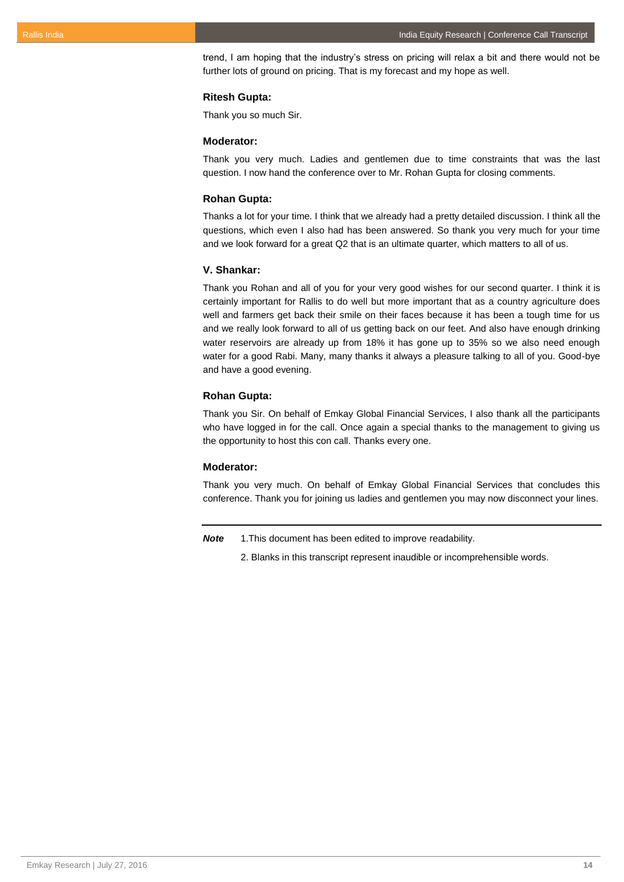trend, I am hoping that the industry's stress on pricing will relax a bit and there would not be further lots of ground on pricing. That is my forecast and my hope as well.

**Ritesh Gupta:**

Thank you so much Sir.

**Moderator:**

Thank you very much. Ladies and gentlemen due to time constraints that was the last question. I now hand the conference over to Mr. Rohan Gupta for closing comments.

**Rohan Gupta:**

Thanks a lot for your time. I think that we already had a pretty detailed discussion. I think all the questions, which even I also had has been answered. So thank you very much for your time and we look forward for a great Q2 that is an ultimate quarter, which matters to all of us.

**V. Shankar:**

Thank you Rohan and all of you for your very good wishes for our second quarter. I think it is certainly important for Rallis to do well but more important that as a country agriculture does well and farmers get back their smile on their faces because it has been a tough time for us and we really look forward to all of us getting back on our feet. And also have enough drinking water reservoirs are already up from 18% it has gone up to 35% so we also need enough water for a good Rabi. Many, many thanks it always a pleasure talking to all of you. Good-bye and have a good evening.

**Rohan Gupta:**

Thank you Sir. On behalf of Emkay Global Financial Services, I also thank all the participants who have logged in for the call. Once again a special thanks to the management to giving us the opportunity to host this con call. Thanks every one.

**Moderator:**

Thank you very much. On behalf of Emkay Global Financial Services that concludes this conference. Thank you for joining us ladies and gentlemen you may now disconnect your lines.

---

***Note*** 1.This document has been edited to improve readability.

2. Blanks in this transcript represent inaudible or incomprehensible words.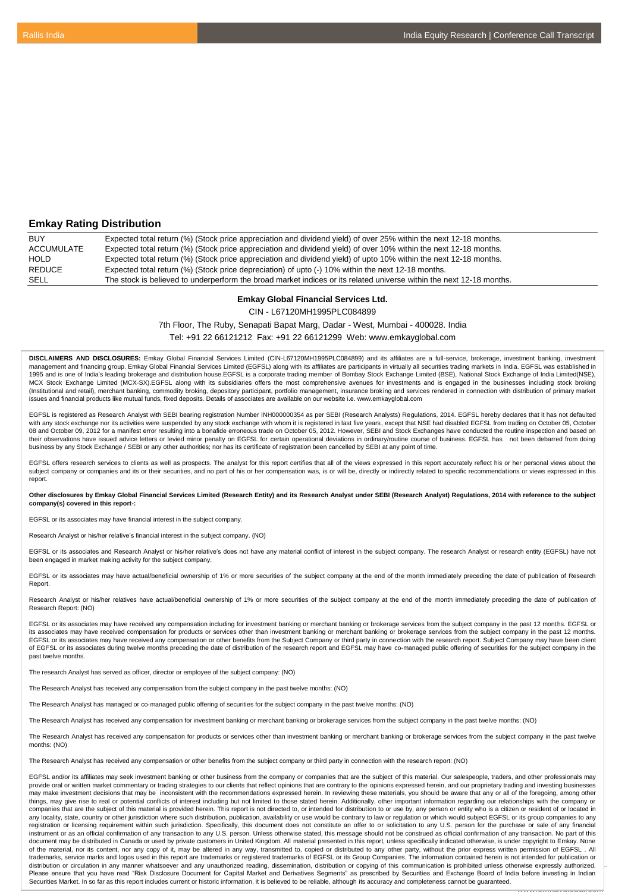## Emkay Rating Distribution

| | |
|---|---|
| BUY | Expected total return (%) (Stock price appreciation and dividend yield) of over 25% within the next 12-18 months. |
| ACCUMULATE | Expected total return (%) (Stock price appreciation and dividend yield) of over 10% within the next 12-18 months. |
| HOLD | Expected total return (%) (Stock price appreciation and dividend yield) of upto 10% within the next 12-18 months. |
| REDUCE | Expected total return (%) (Stock price depreciation) of upto (-) 10% within the next 12-18 months. |
| SELL | The stock is believed to underperform the broad market indices or its related universe within the next 12-18 months. |

**Emkay Global Financial Services Ltd.**

CIN - L67120MH1995PLC084899

7th Floor, The Ruby, Senapati Bapat Marg, Dadar - West, Mumbai - 400028. India

Tel: +91 22 66121212 Fax: +91 22 66121299 Web: www.emkayglobal.com

**DISCLAIMERS AND DISCLOSURES:** Emkay Global Financial Services Limited (CIN-L67120MH1995PLC084899) and its affiliates are a full-service, brokerage, investment banking, investment management and financing group. Emkay Global Financial Services Limited (EGFSL) along with its affiliates are participants in virtually all securities trading markets in India. EGFSL was established in 1995 and is one of India's leading brokerage and distribution house.EGFSL is a corporate trading member of Bombay Stock Exchange Limited (BSE), National Stock Exchange of India Limited(NSE), MCX Stock Exchange Limited (MCX-SX).EGFSL along with its subsidiaries offers the most comprehensive avenues for investments and is engaged in the businesses including stock broking (Institutional and retail), merchant banking, commodity broking, depository participant, portfolio management, insurance broking and services rendered in connection with distribution of primary market issues and financial products like mutual funds, fixed deposits. Details of associates are available on our website i.e. www.emkayglobal.com

EGFSL is registered as Research Analyst with SEBI bearing registration Number INH000000354 as per SEBI (Research Analysts) Regulations, 2014. EGFSL hereby declares that it has not defaulted with any stock exchange nor its activities were suspended by any stock exchange with whom it is registered in last five years, except that NSE had disabled EGFSL from trading on October 05, October 08 and October 09, 2012 for a manifest error resulting into a bonafide erroneous trade on October 05, 2012. However, SEBI and Stock Exchanges have conducted the routine inspection and based on their observations have issued advice letters or levied minor penalty on EGFSL for certain operational deviations in ordinary/routine course of business. EGFSL has not been debarred from doing business by any Stock Exchange / SEBI or any other authorities; nor has its certificate of registration been cancelled by SEBI at any point of time.

EGFSL offers research services to clients as well as prospects. The analyst for this report certifies that all of the views expressed in this report accurately reflect his or her personal views about the subject company or companies and its or their securities, and no part of his or her compensation was, is or will be, directly or indirectly related to specific recommendations or views expressed in this report.

**Other disclosures by Emkay Global Financial Services Limited (Research Entity) and its Research Analyst under SEBI (Research Analyst) Regulations, 2014 with reference to the subject company(s) covered in this report-:**

EGFSL or its associates may have financial interest in the subject company.

Research Analyst or his/her relative's financial interest in the subject company. (NO)

EGFSL or its associates and Research Analyst or his/her relative's does not have any material conflict of interest in the subject company. The research Analyst or research entity (EGFSL) have not been engaged in market making activity for the subject company.

EGFSL or its associates may have actual/beneficial ownership of 1% or more securities of the subject company at the end of the month immediately preceding the date of publication of Research Report.

Research Analyst or his/her relatives have actual/beneficial ownership of 1% or more securities of the subject company at the end of the month immediately preceding the date of publication of Research Report: (NO)

EGFSL or its associates may have received any compensation including for investment banking or merchant banking or brokerage services from the subject company in the past 12 months. EGFSL or its associates may have received compensation for products or services other than investment banking or merchant banking or brokerage services from the subject company in the past 12 months. EGFSL or its associates may have received any compensation or other benefits from the Subject Company or third party in connection with the research report. Subject Company may have been client of EGFSL or its associates during twelve months preceding the date of distribution of the research report and EGFSL may have co-managed public offering of securities for the subject company in the past twelve months.

The research Analyst has served as officer, director or employee of the subject company: (NO)

The Research Analyst has received any compensation from the subject company in the past twelve months: (NO)

The Research Analyst has managed or co-managed public offering of securities for the subject company in the past twelve months: (NO)

The Research Analyst has received any compensation for investment banking or merchant banking or brokerage services from the subject company in the past twelve months: (NO)

The Research Analyst has received any compensation for products or services other than investment banking or merchant banking or brokerage services from the subject company in the past twelve months: (NO)

The Research Analyst has received any compensation or other benefits from the subject company or third party in connection with the research report: (NO)

EGFSL and/or its affiliates may seek investment banking or other business from the company or companies that are the subject of this material. Our salespeople, traders, and other professionals may provide oral or written market commentary or trading strategies to our clients that reflect opinions that are contrary to the opinions expressed herein, and our proprietary trading and investing businesses may make investment decisions that may be inconsistent with the recommendations expressed herein. In reviewing these materials, you should be aware that any or all of the foregoing, among other things, may give rise to real or potential conflicts of interest including but not limited to those stated herein. Additionally, other important information regarding our relationships with the company or companies that are the subject of this material is provided herein. This report is not directed to, or intended for distribution to or use by, any person or entity who is a citizen or resident of or located in any locality, state, country or other jurisdiction where such distribution, publication, availability or use would be contrary to law or regulation or which would subject EGFSL or its group companies to any registration or licensing requirement within such jurisdiction. Specifically, this document does not constitute an offer to or solicitation to any U.S. person for the purchase or sale of any financial instrument or as an official confirmation of any transaction to any U.S. person. Unless otherwise stated, this message should not be construed as official confirmation of any transaction. No part of this document may be distributed in Canada or used by private customers in United Kingdom. All material presented in this report, unless specifically indicated otherwise, is under copyright to Emkay. None of the material, nor its content, nor any copy of it, may be altered in any way, transmitted to, copied or distributed to any other party, without the prior express written permission of EGFSL . All trademarks, service marks and logos used in this report are trademarks or registered trademarks of EGFSL or its Group Companies. The information contained herein is not intended for publication or distribution or circulation in any manner whatsoever and any unauthorized reading, dissemination, distribution or copying of this communication is prohibited unless otherwise expressly authorized. Please ensure that you have read "Risk Disclosure Document for Capital Market and Derivatives Segments" as prescribed by Securities and Exchange Board of India before investing in Indian Securities Market. In so far as this report includes current or historic information, it is believed to be reliable, although its accuracy and completeness cannot be guaranteed.